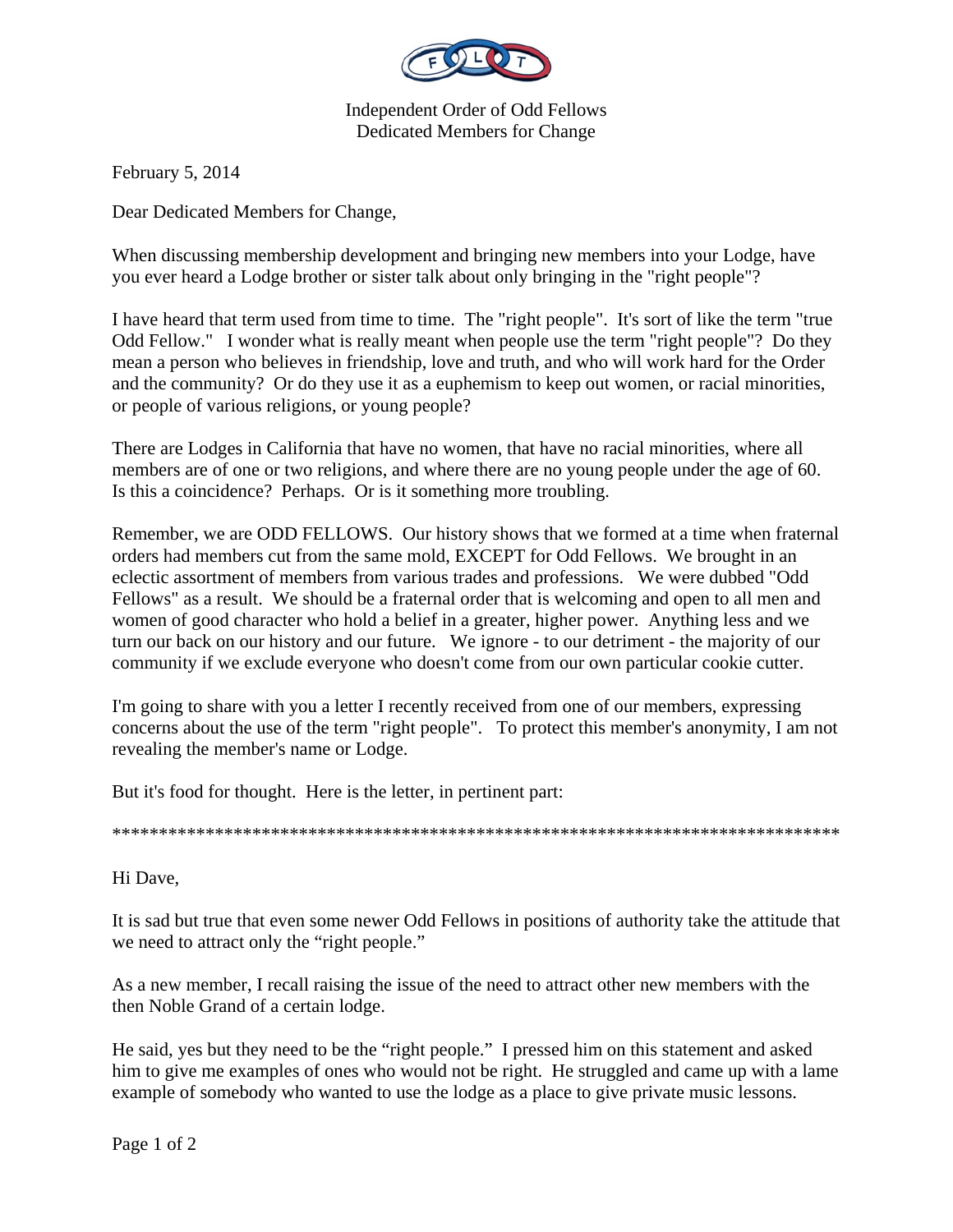Independent Order of Odd Fellows
Dedicated Members for Change

February 5, 2014

Dear Dedicated Members for Change,

When discussing membership development and bringing new members into your Lodge, have you ever heard a Lodge brother or sister talk about only bringing in the "right people"?

I have heard that term used from time to time. The "right people". It's sort of like the term "true Odd Fellow." I wonder what is really meant when people use the term "right people"? Do they mean a person who believes in friendship, love and truth, and who will work hard for the Order and the community? Or do they use it as a euphemism to keep out women, or racial minorities, or people of various religions, or young people?

There are Lodges in California that have no women, that have no racial minorities, where all members are of one or two religions, and where there are no young people under the age of 60. Is this a coincidence? Perhaps. Or is it something more troubling.

Remember, we are ODD FELLOWS. Our history shows that we formed at a time when fraternal orders had members cut from the same mold, EXCEPT for Odd Fellows. We brought in an eclectic assortment of members from various trades and professions. We were dubbed "Odd Fellows" as a result. We should be a fraternal order that is welcoming and open to all men and women of good character who hold a belief in a greater, higher power. Anything less and we turn our back on our history and our future. We ignore - to our detriment - the majority of our community if we exclude everyone who doesn't come from our own particular cookie cutter.

I'm going to share with you a letter I recently received from one of our members, expressing concerns about the use of the term "right people". To protect this member's anonymity, I am not revealing the member's name or Lodge.

But it's food for thought. Here is the letter, in pertinent part:

*********************************************************************************

Hi Dave,

It is sad but true that even some newer Odd Fellows in positions of authority take the attitude that we need to attract only the “right people.”

As a new member, I recall raising the issue of the need to attract other new members with the then Noble Grand of a certain lodge.

He said, yes but they need to be the “right people.” I pressed him on this statement and asked him to give me examples of ones who would not be right. He struggled and came up with a lame example of somebody who wanted to use the lodge as a place to give private music lessons.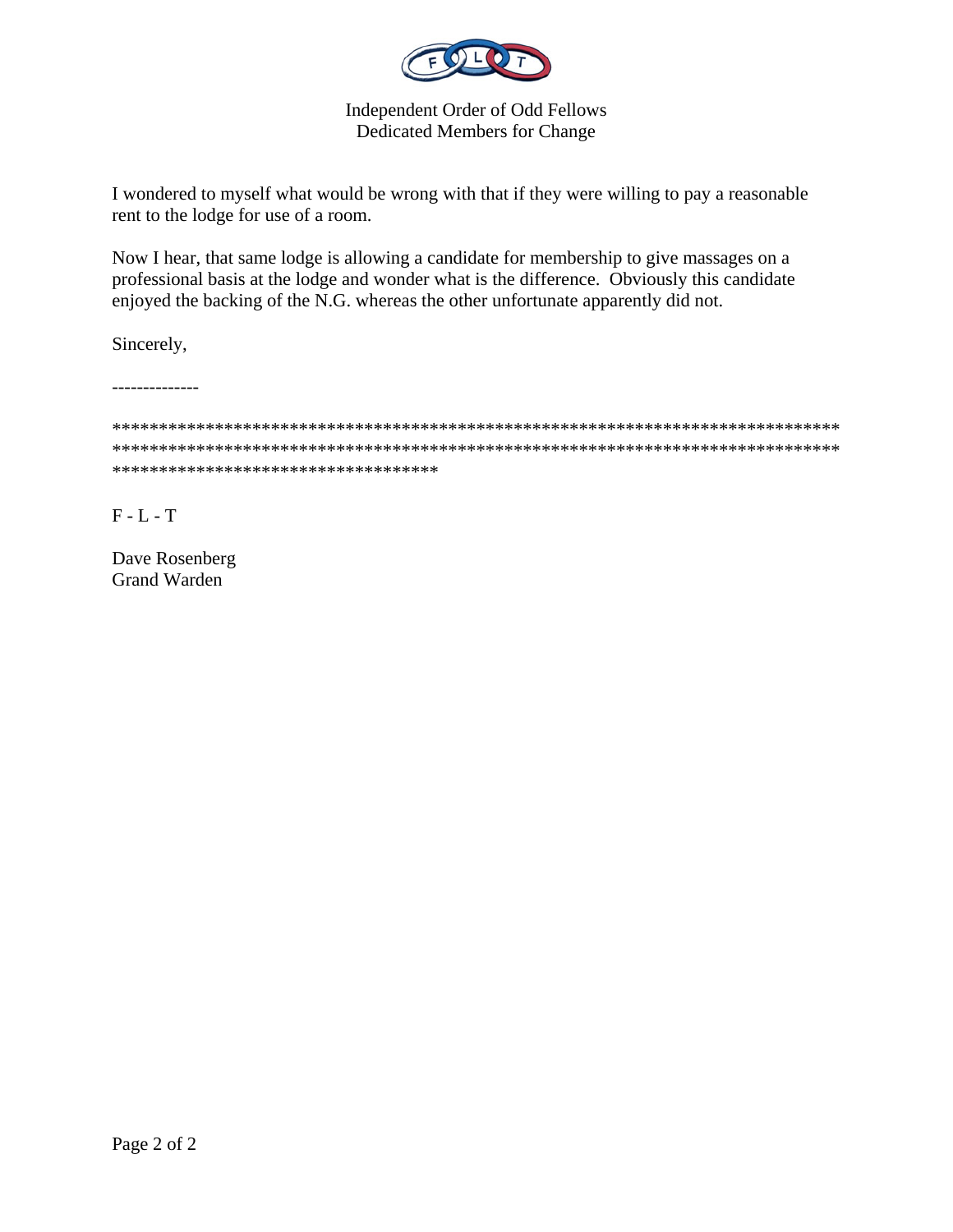Independent Order of Odd Fellows
Dedicated Members for Change

I wondered to myself what would be wrong with that if they were willing to pay a reasonable rent to the lodge for use of a room.

Now I hear, that same lodge is allowing a candidate for membership to give massages on a professional basis at the lodge and wonder what is the difference. Obviously this candidate enjoyed the backing of the N.G. whereas the other unfortunate apparently did not.

Sincerely,

--------------

*********************************************************************************
*********************************************************************************
************************************

F - L - T

Dave Rosenberg
Grand Warden